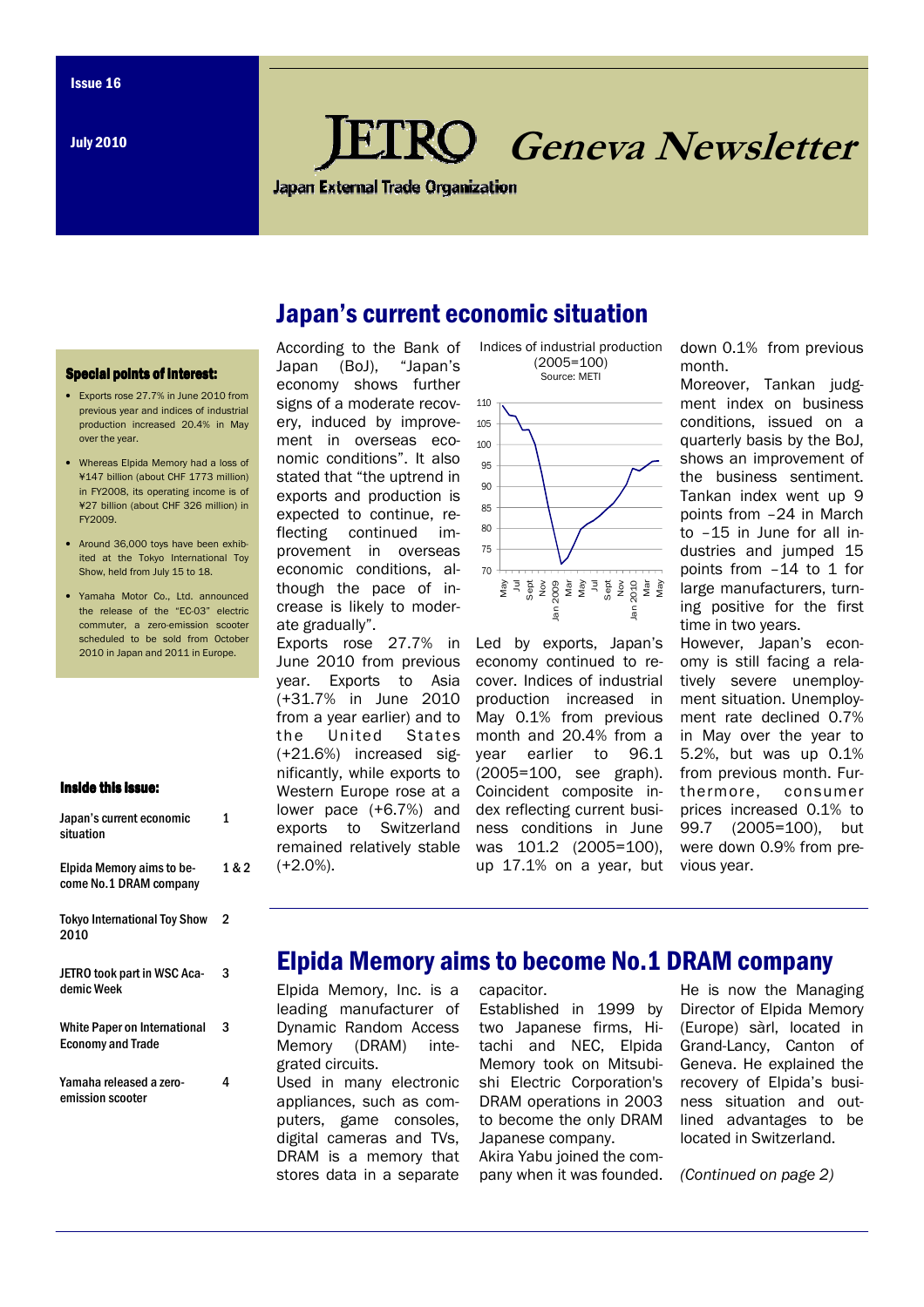# JETRO Geneva Newsletter

Japan External Trade Organization

Issue 16

July 2010

## Japan's current economic situation

According to the Bank of Japan (BoJ), "Japan's economy shows further signs of a moderate recovery, induced by improvement in overseas economic conditions". It also stated that "the uptrend in exports and production is expected to continue, reflecting continued improvement in overseas economic conditions, although the pace of increase is likely to moderate gradually".

Exports rose 27.7% in June 2010 from previous year. Exports to Asia (+31.7% in June 2010 from a year earlier) and to the United States (+21.6%) increased significantly, while exports to Western Europe rose at a lower pace (+6.7%) and exports to Switzerland remained relatively stable (+2.0%).

Indices of industrial production (2005=100)
Source: METI

Led by exports, Japan's economy continued to recover. Indices of industrial production increased in May 0.1% from previous month and 20.4% from a year earlier to 96.1 (2005=100, see graph). Coincident composite index reflecting current business conditions in June was 101.2 (2005=100), up 17.1% on a year, but down 0.1% from previous month.

Moreover, Tankan judgment index on business conditions, issued on a quarterly basis by the BoJ, shows an improvement of the business sentiment. Tankan index went up 9 points from –24 in March to –15 in June for all industries and jumped 15 points from –14 to 1 for large manufacturers, turning positive for the first time in two years.

However, Japan's economy is still facing a relatively severe unemployment situation. Unemployment rate declined 0.7% in May over the year to 5.2%, but was up 0.1% from previous month. Furthermore, consumer prices increased 0.1% to 99.7 (2005=100), but were down 0.9% from previous year.

### Special points of interest:

- Exports rose 27.7% in June 2010 from previous year and indices of industrial production increased 20.4% in May over the year.
- Whereas Elpida Memory had a loss of ¥147 billion (about CHF 1773 million) in FY2008, its operating income is of ¥27 billion (about CHF 326 million) in FY2009.
- Around 36,000 toys have been exhibited at the Tokyo International Toy Show, held from July 15 to 18.
- Yamaha Motor Co., Ltd. announced the release of the "EC-03" electric commuter, a zero-emission scooter scheduled to be sold from October 2010 in Japan and 2011 in Europe.

### Inside this issue:

| | |
|---|---|
| Japan's current economic situation | 1 |
| Elpida Memory aims to become No.1 DRAM company | 1 & 2 |
| Tokyo International Toy Show 2010 | 2 |
| JETRO took part in WSC Academic Week | 3 |
| White Paper on International Economy and Trade | 3 |
| Yamaha released a zero-emission scooter | 4 |

## Elpida Memory aims to become No.1 DRAM company

Elpida Memory, Inc. is a leading manufacturer of Dynamic Random Access Memory (DRAM) integrated circuits.

Used in many electronic appliances, such as computers, game consoles, digital cameras and TVs, DRAM is a memory that stores data in a separate capacitor.

Established in 1999 by two Japanese firms, Hitachi and NEC, Elpida Memory took on Mitsubishi Electric Corporation's DRAM operations in 2003 to become the only DRAM Japanese company.

Akira Yabu joined the company when it was founded. He is now the Managing Director of Elpida Memory (Europe) sàrl, located in Grand-Lancy, Canton of Geneva. He explained the recovery of Elpida's business situation and outlined advantages to be located in Switzerland.

*(Continued on page 2)*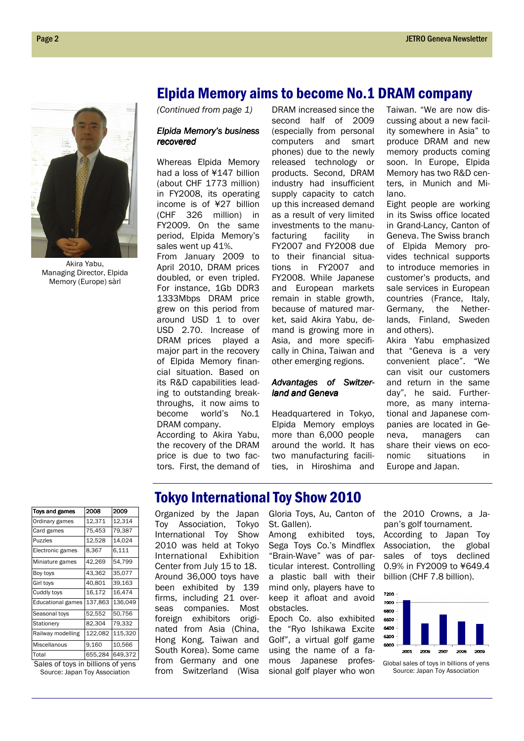# Elpida Memory aims to become No.1 DRAM company

Akira Yabu, Managing Director, Elpida Memory (Europe) sàrl

*(Continued from page 1)*

### *Elpida Memory's business recovered*

Whereas Elpida Memory had a loss of ¥147 billion (about CHF 1773 million) in FY2008, its operating income is of ¥27 billion (CHF 326 million) in FY2009. On the same period, Elpida Memory's sales went up 41%.

From January 2009 to April 2010, DRAM prices doubled, or even tripled. For instance, 1Gb DDR3 1333Mbps DRAM price grew on this period from around USD 1 to over USD 2.70. Increase of DRAM prices played a major part in the recovery of Elpida Memory financial situation. Based on its R&D capabilities leading to outstanding breakthroughs, it now aims to become world's No.1 DRAM company.

According to Akira Yabu, the recovery of the DRAM price is due to two factors. First, the demand of DRAM increased since the second half of 2009 (especially from personal computers and smart phones) due to the newly released technology or products. Second, DRAM industry had insufficient supply capacity to catch up this increased demand as a result of very limited investments to the manufacturing facility in FY2007 and FY2008 due to their financial situations in FY2007 and FY2008. While Japanese and European markets remain in stable growth, because of matured market, said Akira Yabu, demand is growing more in Asia, and more specifically in China, Taiwan and other emerging regions.

### *Advantages of Switzerland and Geneva*

Headquartered in Tokyo, Elpida Memory employs more than 6,000 people around the world. It has two manufacturing facilities, in Hiroshima and Taiwan. "We are now discussing about a new facility somewhere in Asia" to produce DRAM and new memory products coming soon. In Europe, Elpida Memory has two R&D centers, in Munich and Milano.

Eight people are working in its Swiss office located in Grand-Lancy, Canton of Geneva. The Swiss branch of Elpida Memory provides technical supports to introduce memories in customer's products, and sale services in European countries (France, Italy, Germany, the Netherlands, Finland, Sweden and others).

Akira Yabu emphasized that "Geneva is a very convenient place". "We can visit our customers and return in the same day", he said. Furthermore, as many international and Japanese companies are located in Geneva, managers can share their views on economic situations in Europe and Japan.

# Tokyo International Toy Show 2010

| Toys and games | 2008 | 2009 |
|---|---|---|
| Ordinary games | 12,371 | 12,314 |
| Card games | 75,453 | 79,387 |
| Puzzles | 12,528 | 14,024 |
| Electronic games | 8,367 | 6,111 |
| Miniature games | 42,269 | 54,799 |
| Boy toys | 43,362 | 35,077 |
| Girl toys | 40,801 | 39,163 |
| Cuddly toys | 16,172 | 16,474 |
| Educational games | 137,863 | 136,049 |
| Seasonal toys | 52,552 | 50,756 |
| Stationery | 82,304 | 79,332 |
| Railway modelling | 122,082 | 115,320 |
| Miscellanous | 9,160 | 10,566 |
| Total | 655,284 | 649,372 |

Sales of toys in billions of yens
Source: Japan Toy Association

Organized by the Japan Toy Association, Tokyo International Toy Show 2010 was held at Tokyo International Exhibition Center from July 15 to 18. Around 36,000 toys have been exhibited by 139 firms, including 21 overseas companies. Most foreign exhibitors originated from Asia (China, Hong Kong, Taiwan and South Korea). Some came from Germany and one from Switzerland (Wisa Gloria Toys, Au, Canton of St. Gallen).

Among exhibited toys, Sega Toys Co.'s Mindflex "Brain-Wave" was of particular interest. Controlling a plastic ball with their mind only, players have to keep it afloat and avoid obstacles.

Epoch Co. also exhibited the "Ryo Ishikawa Excite Golf", a virtual golf game using the name of a famous Japanese professional golf player who won the 2010 Crowns, a Japan's golf tournament.

According to Japan Toy Association, the global sales of toys declined 0.9% in FY2009 to ¥649.4 billion (CHF 7.8 billion).

Global sales of toys in billions of yens
Source: Japan Toy Association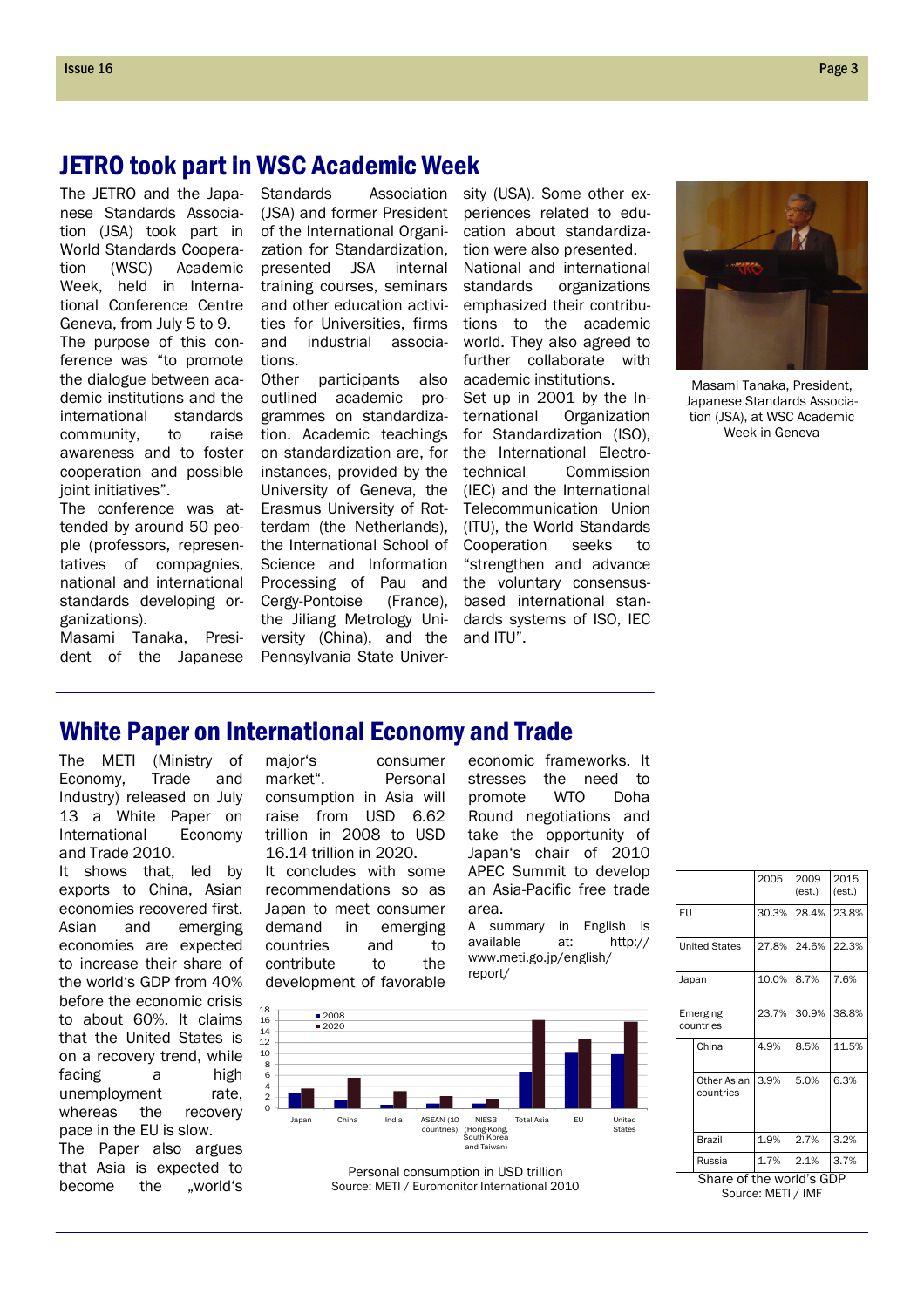# JETRO took part in WSC Academic Week

The JETRO and the Japanese Standards Association (JSA) took part in World Standards Cooperation (WSC) Academic Week, held in International Conference Centre Geneva, from July 5 to 9.

The purpose of this conference was "to promote the dialogue between academic institutions and the international standards community, to raise awareness and to foster cooperation and possible joint initiatives".

The conference was attended by around 50 people (professors, representatives of compagnies, national and international standards developing organizations).

Masami Tanaka, President of the Japanese Standards Association (JSA) and former President of the International Organization for Standardization, presented JSA internal training courses, seminars and other education activities for Universities, firms and industrial associations.

Other participants also outlined academic programmes on standardization. Academic teachings on standardization are, for instances, provided by the University of Geneva, the Erasmus University of Rotterdam (the Netherlands), the International School of Science and Information Processing of Pau and Cergy-Pontoise (France), the Jiliang Metrology University (China), and the Pennsylvania State University (USA). Some other experiences related to education about standardization were also presented.

National and international standards organizations emphasized their contributions to the academic world. They also agreed to further collaborate with academic institutions.

Set up in 2001 by the International Organization for Standardization (ISO), the International Electrotechnical Commission (IEC) and the International Telecommunication Union (ITU), the World Standards Cooperation seeks to "strengthen and advance the voluntary consensus-based international standards systems of ISO, IEC and ITU".

Masami Tanaka, President, Japanese Standards Association (JSA), at WSC Academic Week in Geneva

# White Paper on International Economy and Trade

The METI (Ministry of Economy, Trade and Industry) released on July 13 a White Paper on International Economy and Trade 2010.

It shows that, led by exports to China, Asian economies recovered first. Asian and emerging economies are expected to increase their share of the world's GDP from 40% before the economic crisis to about 60%. It claims that the United States is on a recovery trend, while facing a high unemployment rate, whereas the recovery pace in the EU is slow.

The Paper also argues that Asia is expected to become the „world's major's consumer market". Personal consumption in Asia will raise from USD 6.62 trillion in 2008 to USD 16.14 trillion in 2020.

It concludes with some recommendations so as Japan to meet consumer demand in emerging countries and to contribute to the development of favorable economic frameworks. It stresses the need to promote WTO Doha Round negotiations and take the opportunity of Japan's chair of 2010 APEC Summit to develop an Asia-Pacific free trade area.

A summary in English is available at: http://www.meti.go.jp/english/report/

Personal consumption in USD trillion
Source: METI / Euromonitor International 2010

| | | 2005 | 2009 (est.) | 2015 (est.) |
|---|---|---|---|---|
| EU | | 30.3% | 28.4% | 23.8% |
| United States | | 27.8% | 24.6% | 22.3% |
| Japan | | 10.0% | 8.7% | 7.6% |
| Emerging countries | | 23.7% | 30.9% | 38.8% |
| | China | 4.9% | 8.5% | 11.5% |
| | Other Asian countries | 3.9% | 5.0% | 6.3% |
| | Brazil | 1.9% | 2.7% | 3.2% |
| | Russia | 1.7% | 2.1% | 3.7% |

Share of the world's GDP
Source: METI / IMF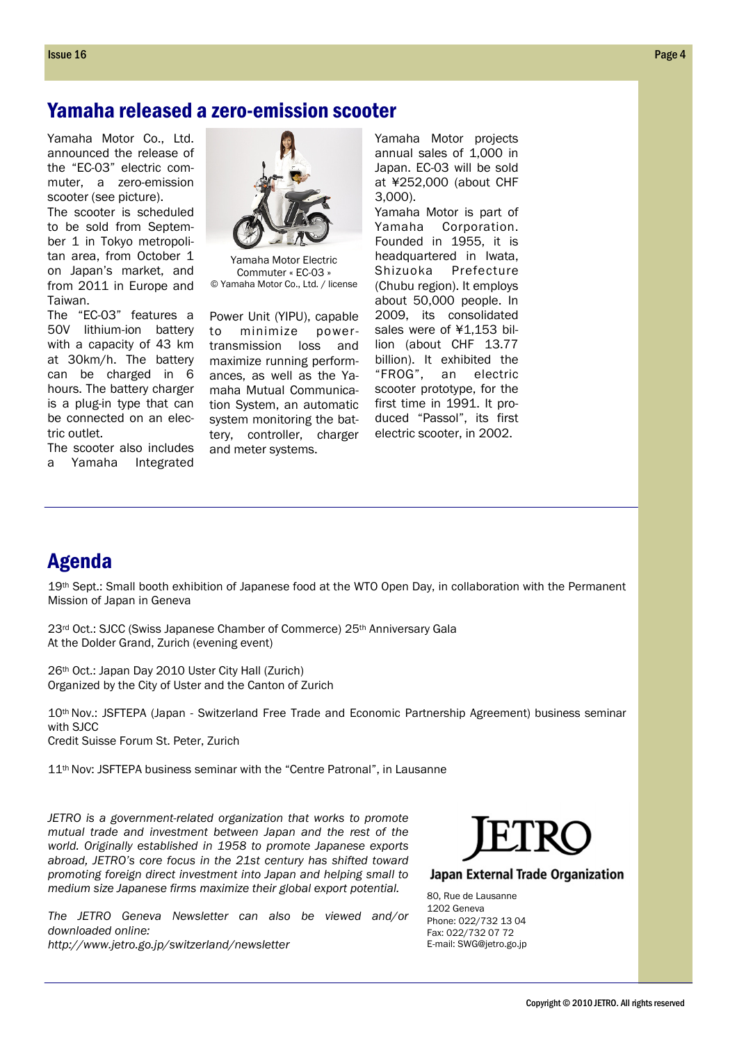## Yamaha released a zero-emission scooter

Yamaha Motor Co., Ltd. announced the release of the "EC-03" electric commuter, a zero-emission scooter (see picture).

The scooter is scheduled to be sold from September 1 in Tokyo metropolitan area, from October 1 on Japan's market, and from 2011 in Europe and Taiwan.

The "EC-03" features a 50V lithium-ion battery with a capacity of 43 km at 30km/h. The battery can be charged in 6 hours. The battery charger is a plug-in type that can be connected on an electric outlet.

The scooter also includes a Yamaha Integrated Power Unit (YIPU), capable to minimize power-transmission loss and maximize running performances, as well as the Yamaha Mutual Communication System, an automatic system monitoring the battery, controller, charger and meter systems.

Yamaha Motor Electric Commuter « EC-03 »
© Yamaha Motor Co., Ltd. / license

Yamaha Motor projects annual sales of 1,000 in Japan. EC-03 will be sold at ¥252,000 (about CHF 3,000).

Yamaha Motor is part of Yamaha Corporation. Founded in 1955, it is headquartered in Iwata, Shizuoka Prefecture (Chubu region). It employs about 50,000 people. In 2009, its consolidated sales were of ¥1,153 billion (about CHF 13.77 billion). It exhibited the "FROG", an electric scooter prototype, for the first time in 1991. It produced "Passol", its first electric scooter, in 2002.

## Agenda

19th Sept.: Small booth exhibition of Japanese food at the WTO Open Day, in collaboration with the Permanent Mission of Japan in Geneva

23rd Oct.: SJCC (Swiss Japanese Chamber of Commerce) 25th Anniversary Gala
At the Dolder Grand, Zurich (evening event)

26th Oct.: Japan Day 2010 Uster City Hall (Zurich)
Organized by the City of Uster and the Canton of Zurich

10th Nov.: JSFTEPA (Japan - Switzerland Free Trade and Economic Partnership Agreement) business seminar with SJCC
Credit Suisse Forum St. Peter, Zurich

11th Nov: JSFTEPA business seminar with the "Centre Patronal", in Lausanne

*JETRO is a government-related organization that works to promote mutual trade and investment between Japan and the rest of the world. Originally established in 1958 to promote Japanese exports abroad, JETRO's core focus in the 21st century has shifted toward promoting foreign direct investment into Japan and helping small to medium size Japanese firms maximize their global export potential.*

*The JETRO Geneva Newsletter can also be viewed and/or downloaded online:*
*http://www.jetro.go.jp/switzerland/newsletter*

**JETRO**
**Japan External Trade Organization**

80, Rue de Lausanne
1202 Geneva
Phone: 022/732 13 04
Fax: 022/732 07 72
E-mail: SWG@jetro.go.jp

Copyright © 2010 JETRO. All rights reserved